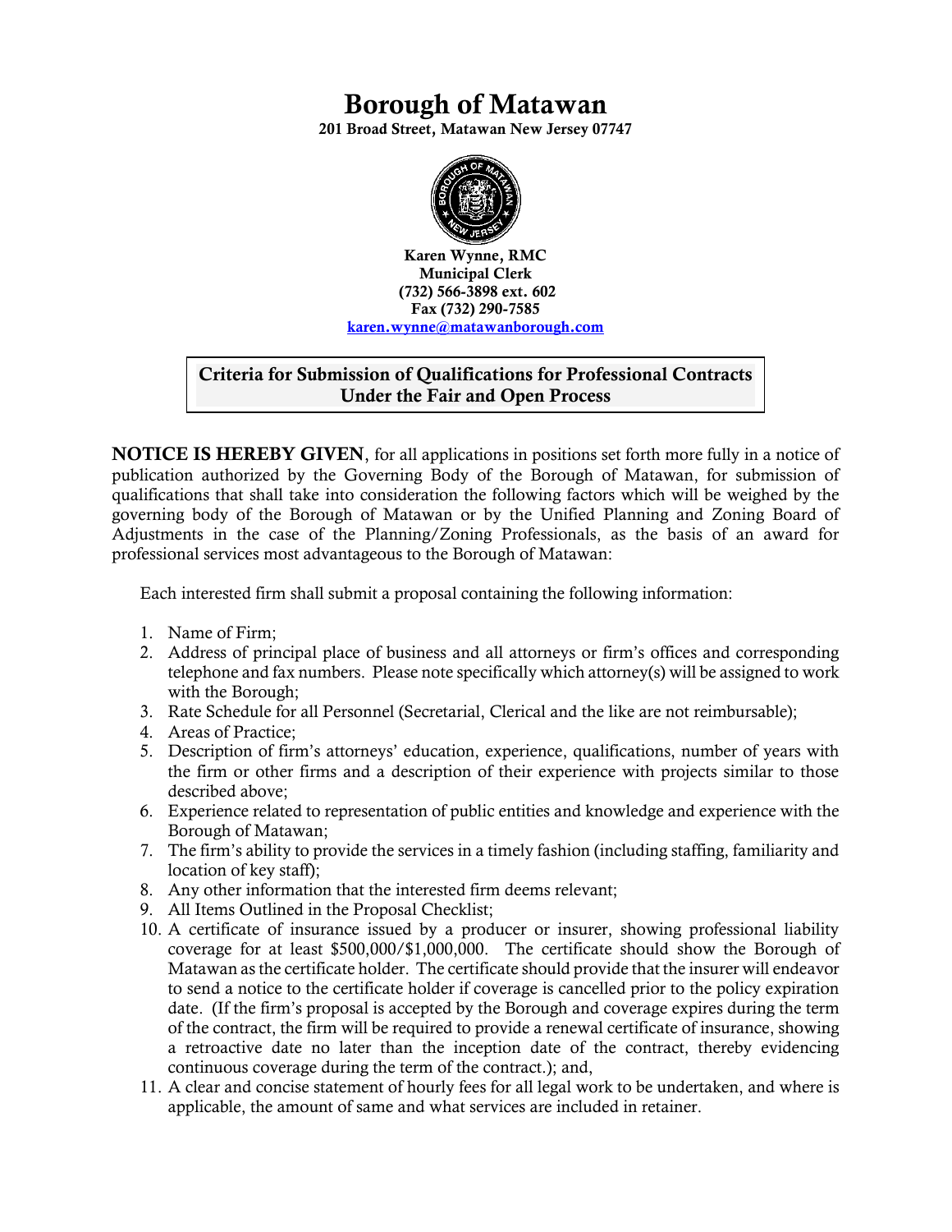# Borough of Matawan

**201 Broad Street, Matawan New Jersey 07747**

**Karen Wynne, RMC**
**Municipal Clerk**
**(732) 566-3898 ext. 602**
**Fax (732) 290-7585**
**karen.wynne@matawanborough.com**

## Criteria for Submission of Qualifications for Professional Contracts Under the Fair and Open Process

**NOTICE IS HEREBY GIVEN**, for all applications in positions set forth more fully in a notice of publication authorized by the Governing Body of the Borough of Matawan, for submission of qualifications that shall take into consideration the following factors which will be weighed by the governing body of the Borough of Matawan or by the Unified Planning and Zoning Board of Adjustments in the case of the Planning/Zoning Professionals, as the basis of an award for professional services most advantageous to the Borough of Matawan:

Each interested firm shall submit a proposal containing the following information:

1. Name of Firm;
2. Address of principal place of business and all attorneys or firm's offices and corresponding telephone and fax numbers. Please note specifically which attorney(s) will be assigned to work with the Borough;
3. Rate Schedule for all Personnel (Secretarial, Clerical and the like are not reimbursable);
4. Areas of Practice;
5. Description of firm's attorneys' education, experience, qualifications, number of years with the firm or other firms and a description of their experience with projects similar to those described above;
6. Experience related to representation of public entities and knowledge and experience with the Borough of Matawan;
7. The firm's ability to provide the services in a timely fashion (including staffing, familiarity and location of key staff);
8. Any other information that the interested firm deems relevant;
9. All Items Outlined in the Proposal Checklist;
10. A certificate of insurance issued by a producer or insurer, showing professional liability coverage for at least $500,000/$1,000,000. The certificate should show the Borough of Matawan as the certificate holder. The certificate should provide that the insurer will endeavor to send a notice to the certificate holder if coverage is cancelled prior to the policy expiration date. (If the firm's proposal is accepted by the Borough and coverage expires during the term of the contract, the firm will be required to provide a renewal certificate of insurance, showing a retroactive date no later than the inception date of the contract, thereby evidencing continuous coverage during the term of the contract.); and,
11. A clear and concise statement of hourly fees for all legal work to be undertaken, and where is applicable, the amount of same and what services are included in retainer.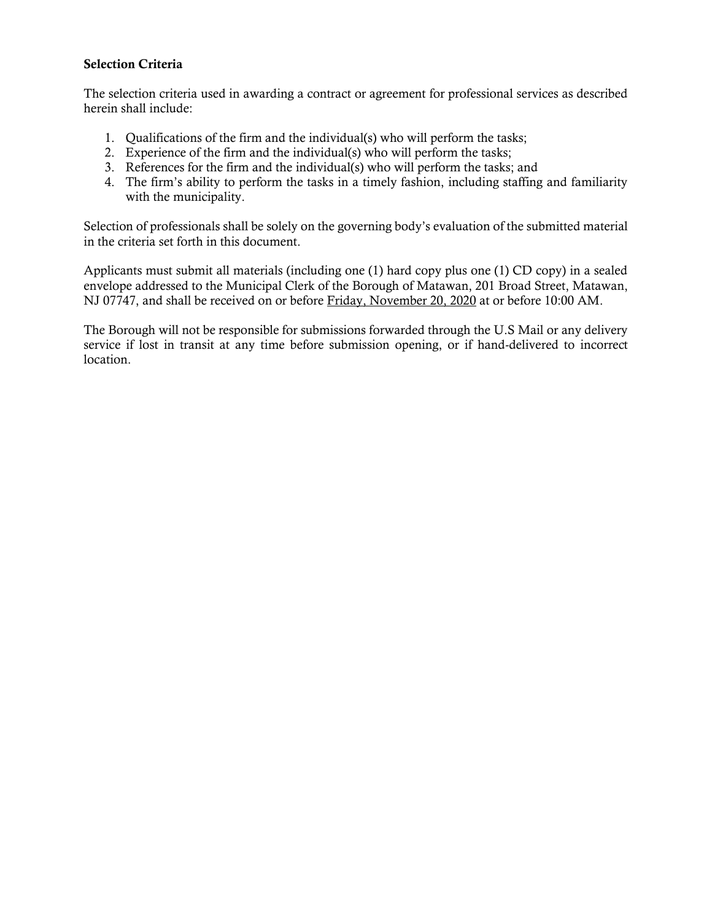**Selection Criteria**

The selection criteria used in awarding a contract or agreement for professional services as described herein shall include:

1. Qualifications of the firm and the individual(s) who will perform the tasks;
2. Experience of the firm and the individual(s) who will perform the tasks;
3. References for the firm and the individual(s) who will perform the tasks; and
4. The firm's ability to perform the tasks in a timely fashion, including staffing and familiarity with the municipality.

Selection of professionals shall be solely on the governing body's evaluation of the submitted material in the criteria set forth in this document.

Applicants must submit all materials (including one (1) hard copy plus one (1) CD copy) in a sealed envelope addressed to the Municipal Clerk of the Borough of Matawan, 201 Broad Street, Matawan, NJ 07747, and shall be received on or before <u>Friday, November 20, 2020</u> at or before 10:00 AM.

The Borough will not be responsible for submissions forwarded through the U.S Mail or any delivery service if lost in transit at any time before submission opening, or if hand-delivered to incorrect location.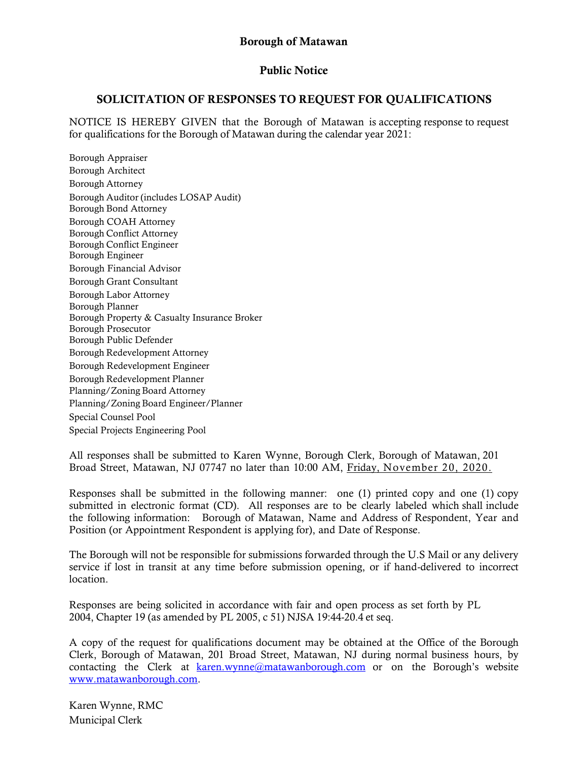**Borough of Matawan**

**Public Notice**

## SOLICITATION OF RESPONSES TO REQUEST FOR QUALIFICATIONS

NOTICE IS HEREBY GIVEN that the Borough of Matawan is accepting response to request for qualifications for the Borough of Matawan during the calendar year 2021:

Borough Appraiser
Borough Architect
Borough Attorney
Borough Auditor (includes LOSAP Audit)
Borough Bond Attorney
Borough COAH Attorney
Borough Conflict Attorney
Borough Conflict Engineer
Borough Engineer
Borough Financial Advisor
Borough Grant Consultant
Borough Labor Attorney
Borough Planner
Borough Property & Casualty Insurance Broker
Borough Prosecutor
Borough Public Defender
Borough Redevelopment Attorney
Borough Redevelopment Engineer
Borough Redevelopment Planner
Planning/Zoning Board Attorney
Planning/Zoning Board Engineer/Planner
Special Counsel Pool
Special Projects Engineering Pool

All responses shall be submitted to Karen Wynne, Borough Clerk, Borough of Matawan, 201 Broad Street, Matawan, NJ 07747 no later than 10:00 AM, Friday, November 20, 2020.

Responses shall be submitted in the following manner: one (1) printed copy and one (1) copy submitted in electronic format (CD). All responses are to be clearly labeled which shall include the following information: Borough of Matawan, Name and Address of Respondent, Year and Position (or Appointment Respondent is applying for), and Date of Response.

The Borough will not be responsible for submissions forwarded through the U.S Mail or any delivery service if lost in transit at any time before submission opening, or if hand-delivered to incorrect location.

Responses are being solicited in accordance with fair and open process as set forth by PL 2004, Chapter 19 (as amended by PL 2005, c 51) NJSA 19:44-20.4 et seq.

A copy of the request for qualifications document may be obtained at the Office of the Borough Clerk, Borough of Matawan, 201 Broad Street, Matawan, NJ during normal business hours, by contacting the Clerk at karen.wynne@matawanborough.com or on the Borough's website www.matawanborough.com.

Karen Wynne, RMC
Municipal Clerk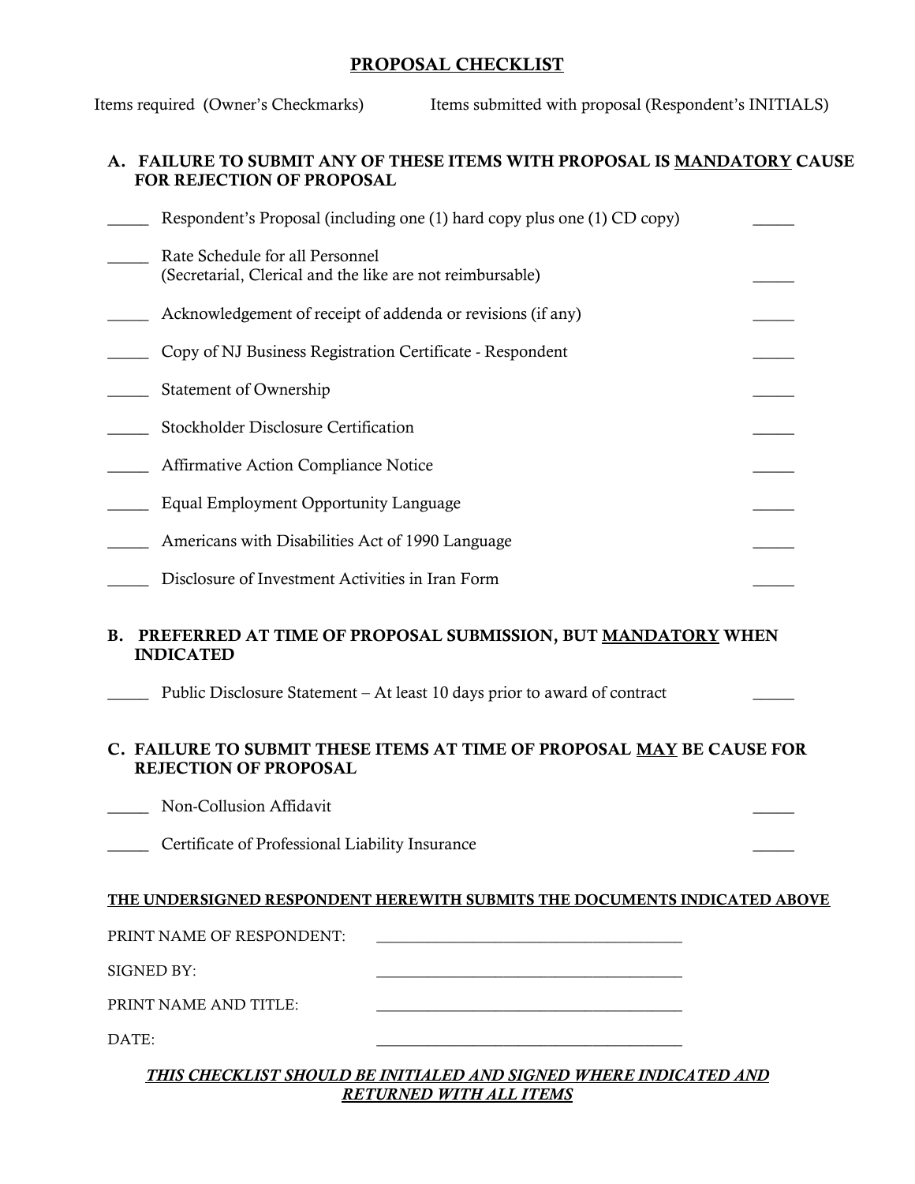# PROPOSAL CHECKLIST

Items required (Owner's Checkmarks) Items submitted with proposal (Respondent's INITIALS)

## A. FAILURE TO SUBMIT ANY OF THESE ITEMS WITH PROPOSAL IS MANDATORY CAUSE FOR REJECTION OF PROPOSAL

_____ Respondent's Proposal (including one (1) hard copy plus one (1) CD copy) _____

_____ Rate Schedule for all Personnel
(Secretarial, Clerical and the like are not reimbursable) _____

_____ Acknowledgement of receipt of addenda or revisions (if any) _____

_____ Copy of NJ Business Registration Certificate - Respondent _____

_____ Statement of Ownership _____

_____ Stockholder Disclosure Certification _____

_____ Affirmative Action Compliance Notice _____

_____ Equal Employment Opportunity Language _____

_____ Americans with Disabilities Act of 1990 Language _____

_____ Disclosure of Investment Activities in Iran Form _____

## B. PREFERRED AT TIME OF PROPOSAL SUBMISSION, BUT MANDATORY WHEN INDICATED

_____ Public Disclosure Statement – At least 10 days prior to award of contract _____

## C. FAILURE TO SUBMIT THESE ITEMS AT TIME OF PROPOSAL MAY BE CAUSE FOR REJECTION OF PROPOSAL

_____ Non-Collusion Affidavit _____

_____ Certificate of Professional Liability Insurance _____

**THE UNDERSIGNED RESPONDENT HEREWITH SUBMITS THE DOCUMENTS INDICATED ABOVE**

PRINT NAME OF RESPONDENT: ______________________________________

SIGNED BY: ______________________________________

PRINT NAME AND TITLE: ______________________________________

DATE: ______________________________________

***THIS CHECKLIST SHOULD BE INITIALED AND SIGNED WHERE INDICATED AND RETURNED WITH ALL ITEMS***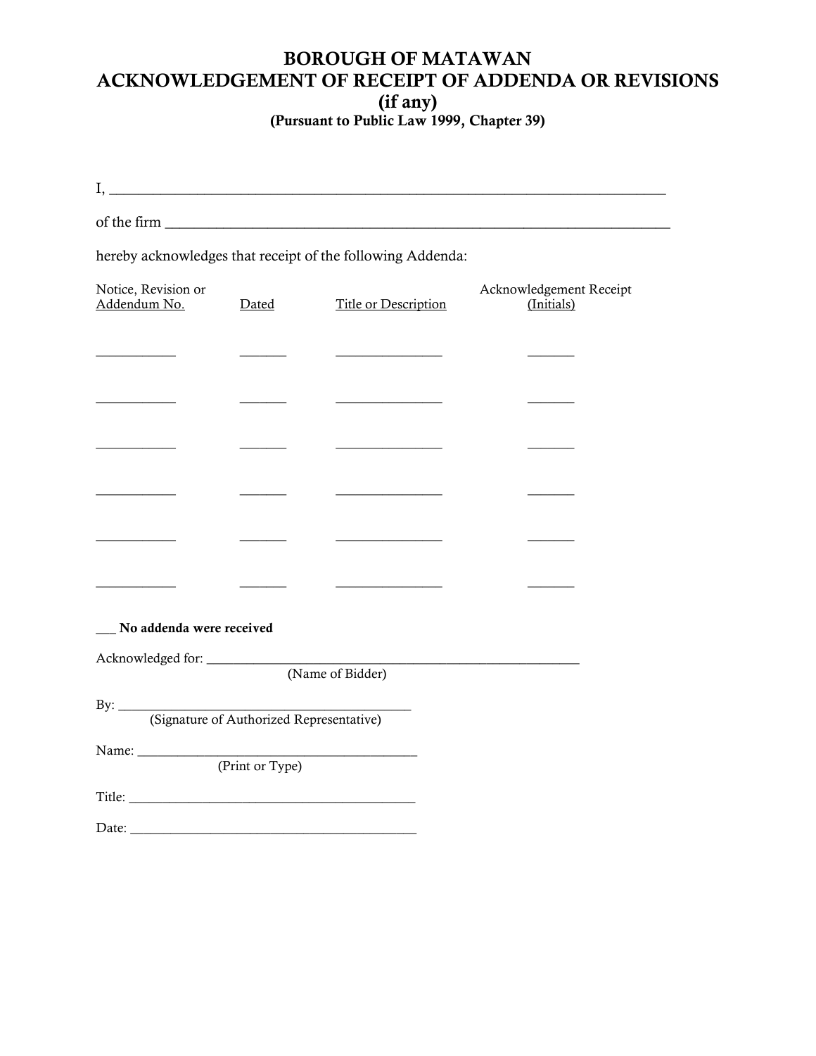# BOROUGH OF MATAWAN
# ACKNOWLEDGEMENT OF RECEIPT OF ADDENDA OR REVISIONS
## (if any)
### (Pursuant to Public Law 1999, Chapter 39)

I, _______________________________________________________________________________

of the firm ________________________________________________________________________

hereby acknowledges that receipt of the following Addenda:

| Notice, Revision or Addendum No. | Dated | Title or Description | Acknowledgement Receipt (Initials) |
|---|---|---|---|
| ___________ | _______ | _______________ | _______ |
| ___________ | _______ | _______________ | _______ |
| ___________ | _______ | _______________ | _______ |
| ___________ | _______ | _______________ | _______ |
| ___________ | _______ | _______________ | _______ |
| ___________ | _______ | _______________ | _______ |

___ **No addenda were received**

Acknowledged for: _____________________________________________________
(Name of Bidder)

By: ___________________________________________
(Signature of Authorized Representative)

Name: ________________________________________
(Print or Type)

Title: __________________________________________

Date: __________________________________________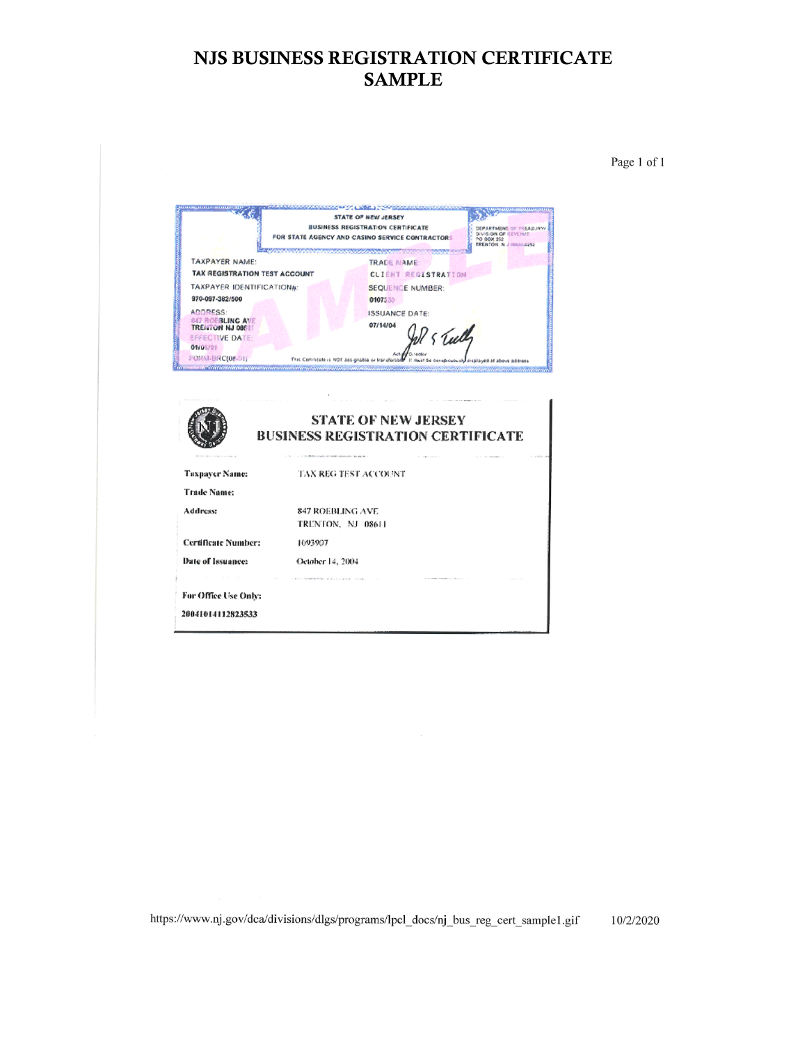# NJS BUSINESS REGISTRATION CERTIFICATE SAMPLE

STATE OF NEW JERSEY
BUSINESS REGISTRATION CERTIFICATE
FOR STATE AGENCY AND CASINO SERVICE CONTRACTORS

DEPARTMENT OF TREASURY
DIVISION OF REVENUE
PO BOX 252
TRENTON, N J 08646-0252

TAXPAYER NAME:
TAX REGISTRATION TEST ACCOUNT

TRADE NAME:
CLIENT REGISTRATION

TAXPAYER IDENTIFICATION#:
970-097-382/500

SEQUENCE NUMBER:
0107330

ADDRESS:
847 ROEBLING AVE
TRENTON NJ 08611

ISSUANCE DATE:
07/14/04

EFFECTIVE DATE:
01/01/01

Acting Director

FORM-BRC(08-01)

This Certificate is NOT assignable or transferable. It must be conspicuously displayed at above address.

## STATE OF NEW JERSEY
## BUSINESS REGISTRATION CERTIFICATE

**Taxpayer Name:** TAX REG TEST ACCOUNT

**Trade Name:**

**Address:** 847 ROEBLING AVE
TRENTON, NJ 08611

**Certificate Number:** 1093907

**Date of Issuance:** October 14, 2004

**For Office Use Only:**

**20041014112823533**

https://www.nj.gov/dca/divisions/dlgs/programs/lpcl_docs/nj_bus_reg_cert_sample1.gif 10/2/2020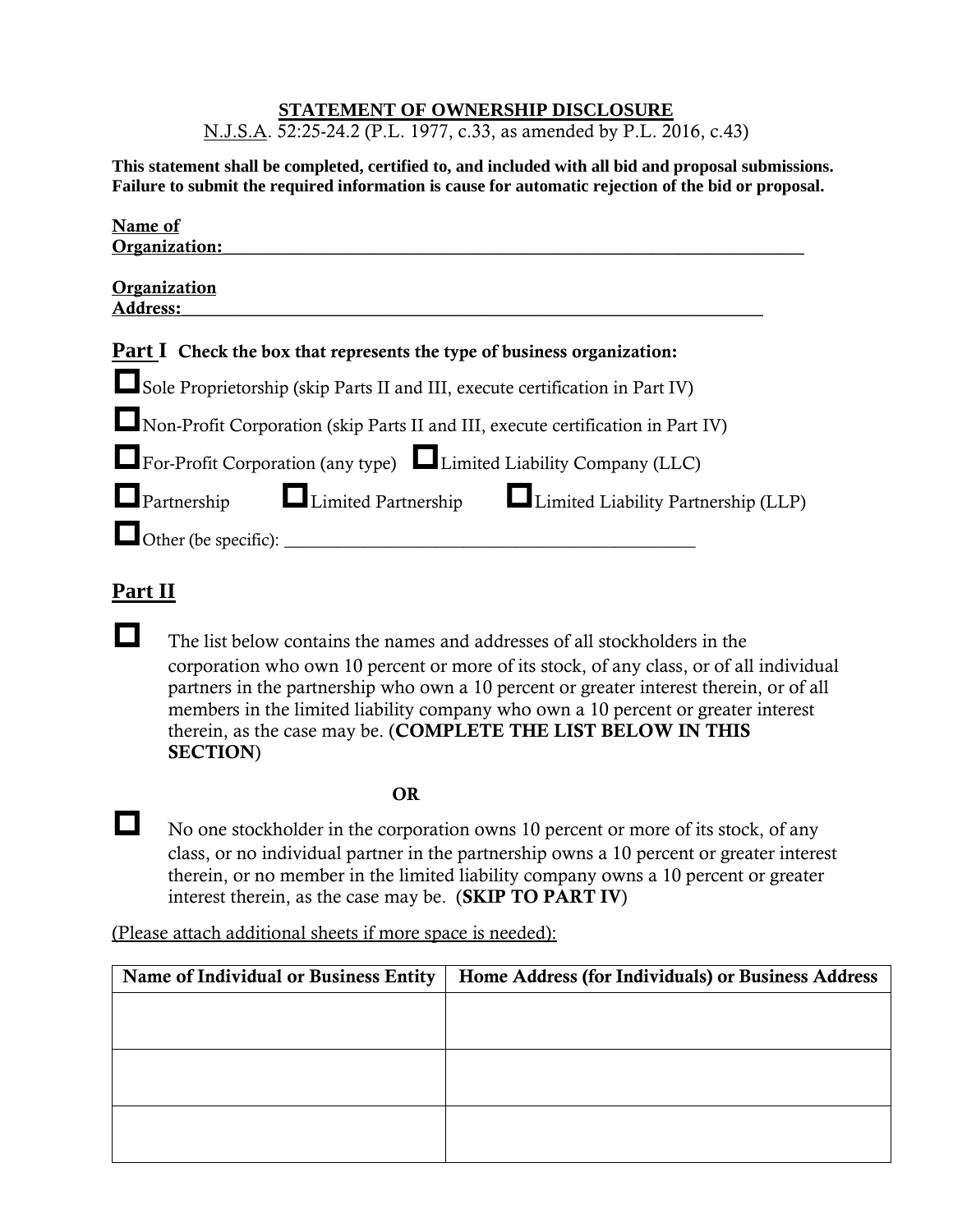# STATEMENT OF OWNERSHIP DISCLOSURE

N.J.S.A. 52:25-24.2 (P.L. 1977, c.33, as amended by P.L. 2016, c.43)

**This statement shall be completed, certified to, and included with all bid and proposal submissions. Failure to submit the required information is cause for automatic rejection of the bid or proposal.**

**Name of Organization:**\_\_\_\_\_\_\_\_\_\_\_\_\_\_\_\_\_\_\_\_\_\_\_\_\_\_\_\_\_\_\_\_\_\_\_\_\_\_\_\_\_\_\_\_\_\_\_\_\_\_\_\_\_\_\_\_\_\_\_\_\_\_\_\_

**Organization Address:**\_\_\_\_\_\_\_\_\_\_\_\_\_\_\_\_\_\_\_\_\_\_\_\_\_\_\_\_\_\_\_\_\_\_\_\_\_\_\_\_\_\_\_\_\_\_\_\_\_\_\_\_\_\_\_\_\_\_\_\_\_\_

**Part I** **Check the box that represents the type of business organization:**

☐ Sole Proprietorship (skip Parts II and III, execute certification in Part IV)

☐ Non-Profit Corporation (skip Parts II and III, execute certification in Part IV)

☐ For-Profit Corporation (any type) ☐ Limited Liability Company (LLC)

☐ Partnership ☐ Limited Partnership ☐ Limited Liability Partnership (LLP)

☐ Other (be specific): \_\_\_\_\_\_\_\_\_\_\_\_\_\_\_\_\_\_\_\_\_\_\_\_\_\_\_\_\_\_\_\_\_\_\_\_\_\_\_\_\_\_\_\_\_\_

## Part II

☐ The list below contains the names and addresses of all stockholders in the corporation who own 10 percent or more of its stock, of any class, or of all individual partners in the partnership who own a 10 percent or greater interest therein, or of all members in the limited liability company who own a 10 percent or greater interest therein, as the case may be. (**COMPLETE THE LIST BELOW IN THIS SECTION**)

**OR**

☐ No one stockholder in the corporation owns 10 percent or more of its stock, of any class, or no individual partner in the partnership owns a 10 percent or greater interest therein, or no member in the limited liability company owns a 10 percent or greater interest therein, as the case may be. (**SKIP TO PART IV**)

(Please attach additional sheets if more space is needed):

| Name of Individual or Business Entity | Home Address (for Individuals) or Business Address |
|---|---|
| | |
| | |
| | |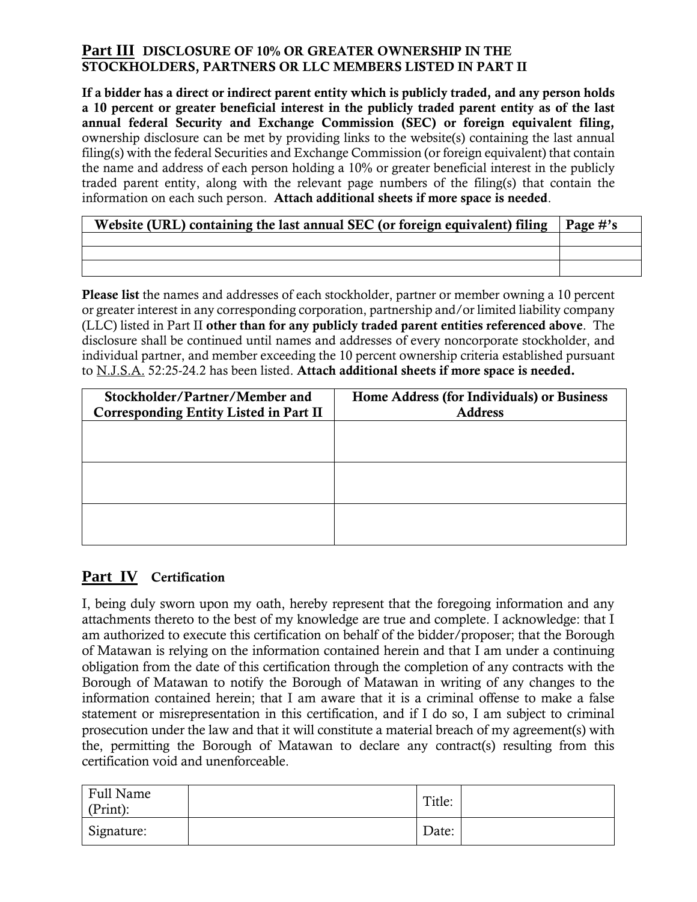## **Part III** DISCLOSURE OF 10% OR GREATER OWNERSHIP IN THE STOCKHOLDERS, PARTNERS OR LLC MEMBERS LISTED IN PART II

**If a bidder has a direct or indirect parent entity which is publicly traded, and any person holds a 10 percent or greater beneficial interest in the publicly traded parent entity as of the last annual federal Security and Exchange Commission (SEC) or foreign equivalent filing,** ownership disclosure can be met by providing links to the website(s) containing the last annual filing(s) with the federal Securities and Exchange Commission (or foreign equivalent) that contain the name and address of each person holding a 10% or greater beneficial interest in the publicly traded parent entity, along with the relevant page numbers of the filing(s) that contain the information on each such person. **Attach additional sheets if more space is needed**.

| Website (URL) containing the last annual SEC (or foreign equivalent) filing | Page #'s |
|---|---|
| | |
| | |
| | |

**Please list** the names and addresses of each stockholder, partner or member owning a 10 percent or greater interest in any corresponding corporation, partnership and/or limited liability company (LLC) listed in Part II **other than for any publicly traded parent entities referenced above**. The disclosure shall be continued until names and addresses of every noncorporate stockholder, and individual partner, and member exceeding the 10 percent ownership criteria established pursuant to N.J.S.A. 52:25-24.2 has been listed. **Attach additional sheets if more space is needed.**

| Stockholder/Partner/Member and Corresponding Entity Listed in Part II | Home Address (for Individuals) or Business Address |
|---|---|
| | |
| | |
| | |

## **Part IV** Certification

I, being duly sworn upon my oath, hereby represent that the foregoing information and any attachments thereto to the best of my knowledge are true and complete. I acknowledge: that I am authorized to execute this certification on behalf of the bidder/proposer; that the Borough of Matawan is relying on the information contained herein and that I am under a continuing obligation from the date of this certification through the completion of any contracts with the Borough of Matawan to notify the Borough of Matawan in writing of any changes to the information contained herein; that I am aware that it is a criminal offense to make a false statement or misrepresentation in this certification, and if I do so, I am subject to criminal prosecution under the law and that it will constitute a material breach of my agreement(s) with the, permitting the Borough of Matawan to declare any contract(s) resulting from this certification void and unenforceable.

| Full Name (Print): | | Title: | |
|---|---|---|---|
| Signature: | | Date: | |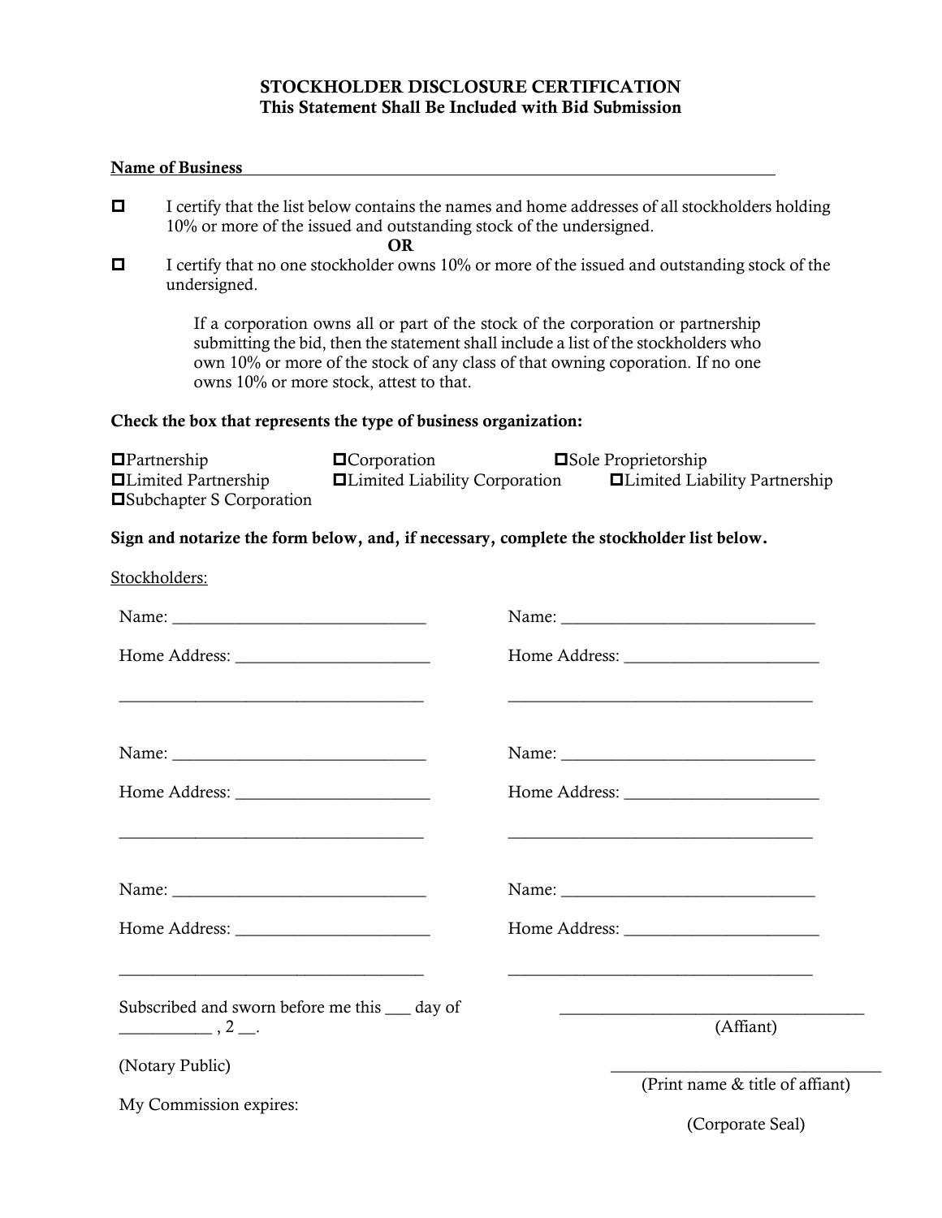# STOCKHOLDER DISCLOSURE CERTIFICATION

**This Statement Shall Be Included with Bid Submission**

**Name of Business** ___________________________________________________________________

☐ I certify that the list below contains the names and home addresses of all stockholders holding 10% or more of the issued and outstanding stock of the undersigned.

**OR**

☐ I certify that no one stockholder owns 10% or more of the issued and outstanding stock of the undersigned.

> If a corporation owns all or part of the stock of the corporation or partnership submitting the bid, then the statement shall include a list of the stockholders who own 10% or more of the stock of any class of that owning coporation. If no one owns 10% or more stock, attest to that.

**Check the box that represents the type of business organization:**

☐Partnership ☐Corporation ☐Sole Proprietorship
☐Limited Partnership ☐Limited Liability Corporation ☐Limited Liability Partnership
☐Subchapter S Corporation

**Sign and notarize the form below, and, if necessary, complete the stockholder list below.**

Stockholders:

Name: ______________________________
Home Address: ______________________
____________________________________

Name: ______________________________
Home Address: ______________________
____________________________________

Name: ______________________________
Home Address: ______________________
____________________________________

Name: ______________________________
Home Address: ______________________
____________________________________

Name: ______________________________
Home Address: ______________________
____________________________________

Name: ______________________________
Home Address: ______________________
____________________________________

Subscribed and sworn before me this ___ day of ___________ , 2 __.

(Notary Public)

My Commission expires:

____________________________________
(Affiant)

____________________________________
(Print name & title of affiant)

(Corporate Seal)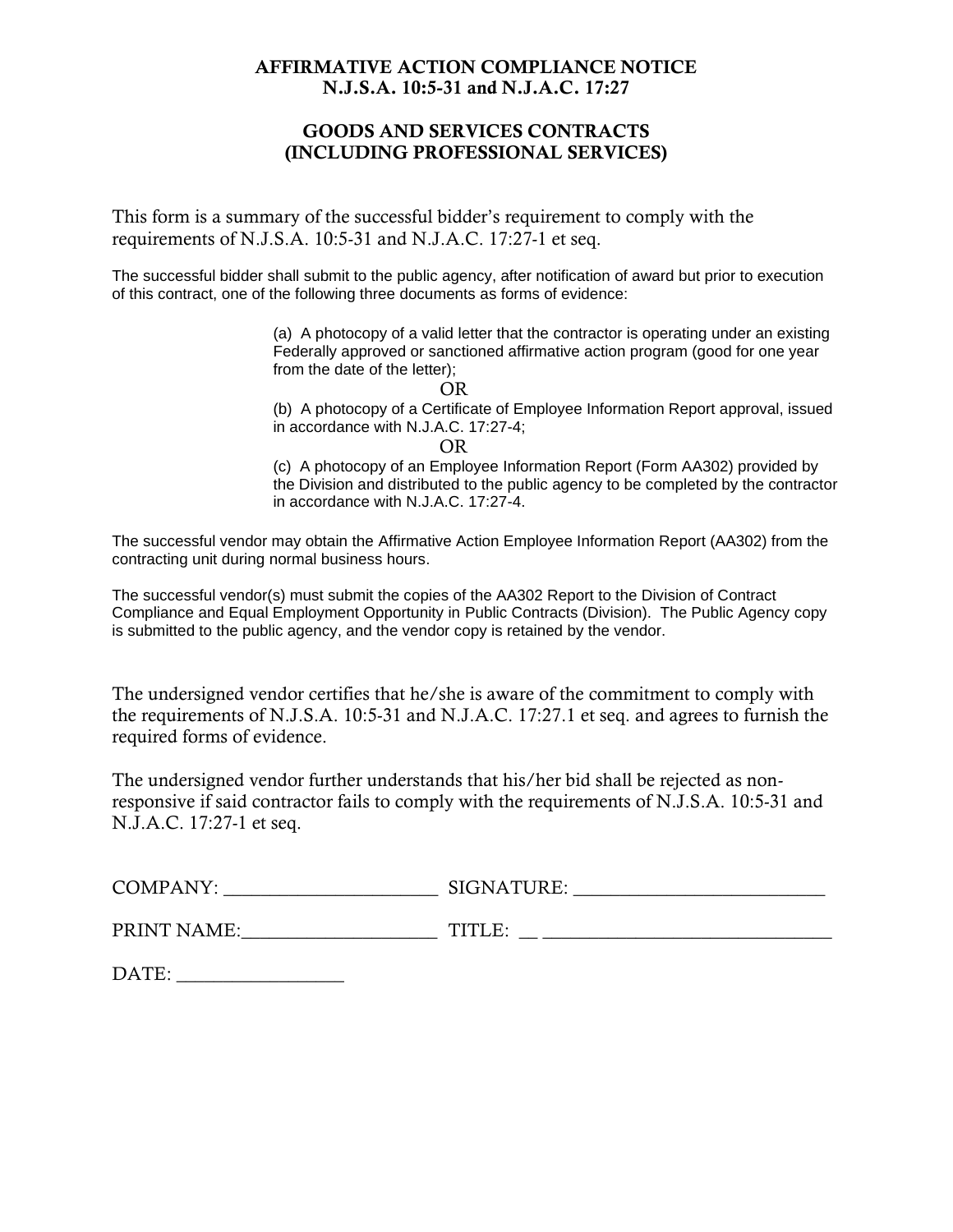## AFFIRMATIVE ACTION COMPLIANCE NOTICE
## N.J.S.A. 10:5-31 and N.J.A.C. 17:27

## GOODS AND SERVICES CONTRACTS
## (INCLUDING PROFESSIONAL SERVICES)

This form is a summary of the successful bidder's requirement to comply with the requirements of N.J.S.A. 10:5-31 and N.J.A.C. 17:27-1 et seq.

The successful bidder shall submit to the public agency, after notification of award but prior to execution of this contract, one of the following three documents as forms of evidence:

> (a) A photocopy of a valid letter that the contractor is operating under an existing Federally approved or sanctioned affirmative action program (good for one year from the date of the letter);
>
> OR
>
> (b) A photocopy of a Certificate of Employee Information Report approval, issued in accordance with N.J.A.C. 17:27-4;
>
> OR
>
> (c) A photocopy of an Employee Information Report (Form AA302) provided by the Division and distributed to the public agency to be completed by the contractor in accordance with N.J.A.C. 17:27-4.

The successful vendor may obtain the Affirmative Action Employee Information Report (AA302) from the contracting unit during normal business hours.

The successful vendor(s) must submit the copies of the AA302 Report to the Division of Contract Compliance and Equal Employment Opportunity in Public Contracts (Division). The Public Agency copy is submitted to the public agency, and the vendor copy is retained by the vendor.

The undersigned vendor certifies that he/she is aware of the commitment to comply with the requirements of N.J.S.A. 10:5-31 and N.J.A.C. 17:27.1 et seq. and agrees to furnish the required forms of evidence.

The undersigned vendor further understands that his/her bid shall be rejected as non-responsive if said contractor fails to comply with the requirements of N.J.S.A. 10:5-31 and N.J.A.C. 17:27-1 et seq.

COMPANY: ______________________ SIGNATURE: __________________________

PRINT NAME:____________________ TITLE: __ ______________________________

DATE: _________________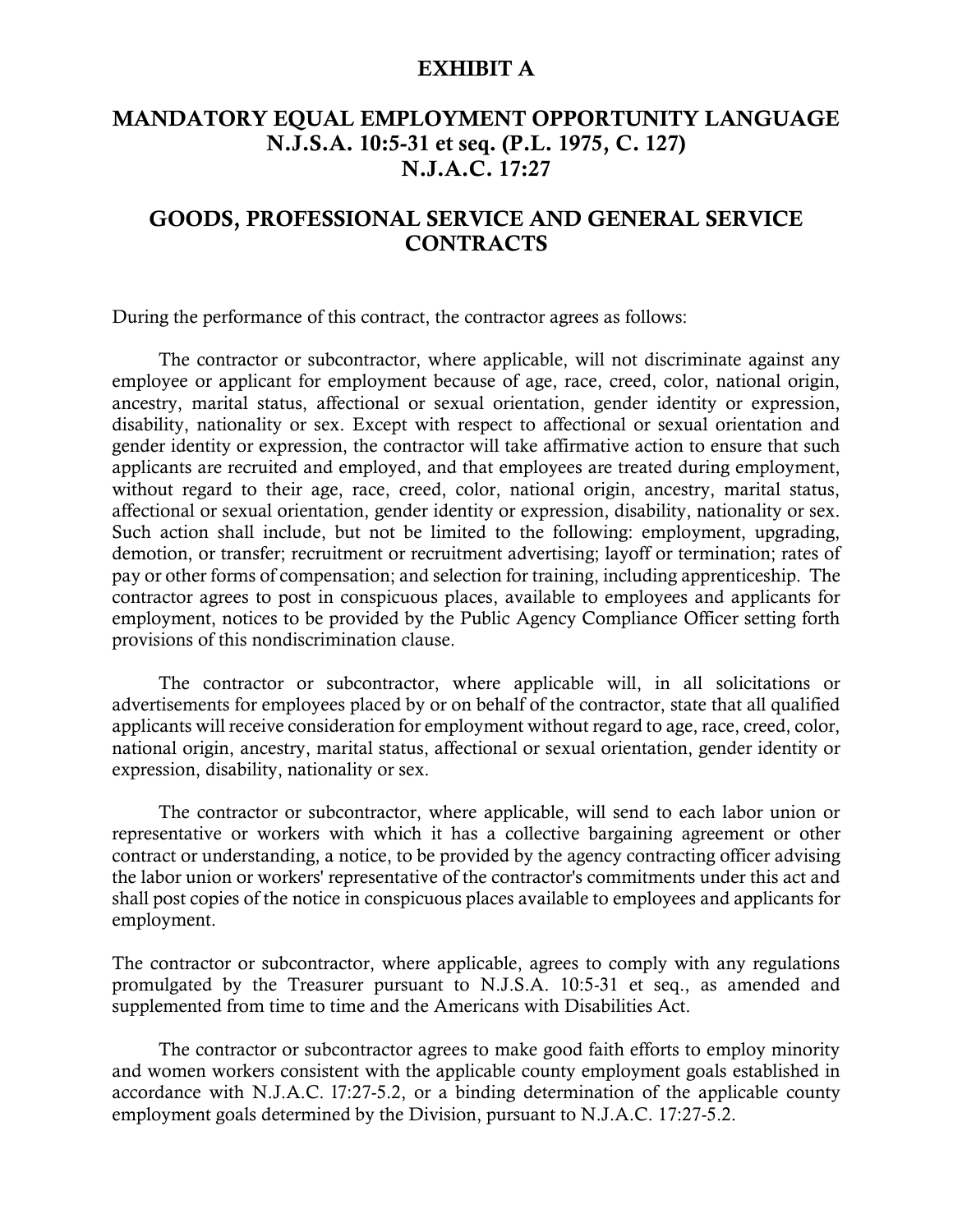# EXHIBIT A

## MANDATORY EQUAL EMPLOYMENT OPPORTUNITY LANGUAGE
## N.J.S.A. 10:5-31 et seq. (P.L. 1975, C. 127)
## N.J.A.C. 17:27

## GOODS, PROFESSIONAL SERVICE AND GENERAL SERVICE CONTRACTS

During the performance of this contract, the contractor agrees as follows:

The contractor or subcontractor, where applicable, will not discriminate against any employee or applicant for employment because of age, race, creed, color, national origin, ancestry, marital status, affectional or sexual orientation, gender identity or expression, disability, nationality or sex. Except with respect to affectional or sexual orientation and gender identity or expression, the contractor will take affirmative action to ensure that such applicants are recruited and employed, and that employees are treated during employment, without regard to their age, race, creed, color, national origin, ancestry, marital status, affectional or sexual orientation, gender identity or expression, disability, nationality or sex. Such action shall include, but not be limited to the following: employment, upgrading, demotion, or transfer; recruitment or recruitment advertising; layoff or termination; rates of pay or other forms of compensation; and selection for training, including apprenticeship. The contractor agrees to post in conspicuous places, available to employees and applicants for employment, notices to be provided by the Public Agency Compliance Officer setting forth provisions of this nondiscrimination clause.

The contractor or subcontractor, where applicable will, in all solicitations or advertisements for employees placed by or on behalf of the contractor, state that all qualified applicants will receive consideration for employment without regard to age, race, creed, color, national origin, ancestry, marital status, affectional or sexual orientation, gender identity or expression, disability, nationality or sex.

The contractor or subcontractor, where applicable, will send to each labor union or representative or workers with which it has a collective bargaining agreement or other contract or understanding, a notice, to be provided by the agency contracting officer advising the labor union or workers' representative of the contractor's commitments under this act and shall post copies of the notice in conspicuous places available to employees and applicants for employment.

The contractor or subcontractor, where applicable, agrees to comply with any regulations promulgated by the Treasurer pursuant to N.J.S.A. 10:5-31 et seq., as amended and supplemented from time to time and the Americans with Disabilities Act.

The contractor or subcontractor agrees to make good faith efforts to employ minority and women workers consistent with the applicable county employment goals established in accordance with N.J.A.C. l7:27-5.2, or a binding determination of the applicable county employment goals determined by the Division, pursuant to N.J.A.C. 17:27-5.2.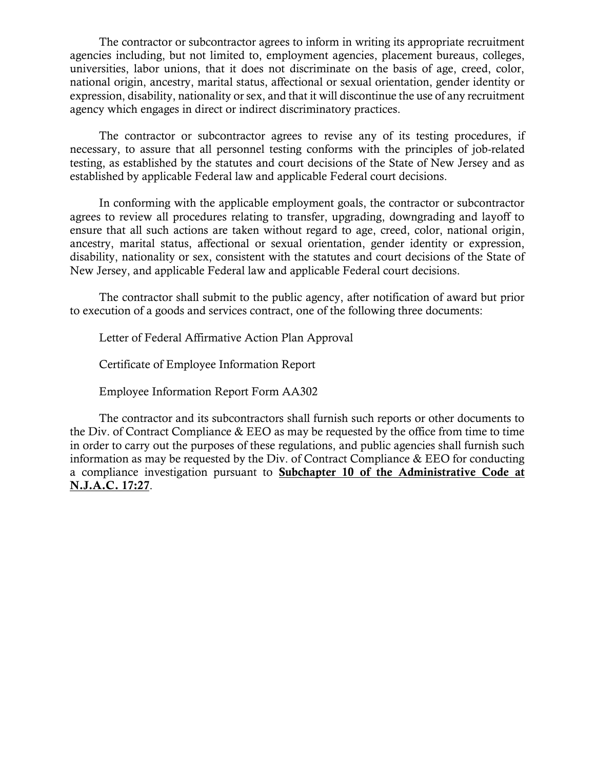The contractor or subcontractor agrees to inform in writing its appropriate recruitment agencies including, but not limited to, employment agencies, placement bureaus, colleges, universities, labor unions, that it does not discriminate on the basis of age, creed, color, national origin, ancestry, marital status, affectional or sexual orientation, gender identity or expression, disability, nationality or sex, and that it will discontinue the use of any recruitment agency which engages in direct or indirect discriminatory practices.

The contractor or subcontractor agrees to revise any of its testing procedures, if necessary, to assure that all personnel testing conforms with the principles of job-related testing, as established by the statutes and court decisions of the State of New Jersey and as established by applicable Federal law and applicable Federal court decisions.

In conforming with the applicable employment goals, the contractor or subcontractor agrees to review all procedures relating to transfer, upgrading, downgrading and layoff to ensure that all such actions are taken without regard to age, creed, color, national origin, ancestry, marital status, affectional or sexual orientation, gender identity or expression, disability, nationality or sex, consistent with the statutes and court decisions of the State of New Jersey, and applicable Federal law and applicable Federal court decisions.

The contractor shall submit to the public agency, after notification of award but prior to execution of a goods and services contract, one of the following three documents:

Letter of Federal Affirmative Action Plan Approval

Certificate of Employee Information Report

Employee Information Report Form AA302

The contractor and its subcontractors shall furnish such reports or other documents to the Div. of Contract Compliance & EEO as may be requested by the office from time to time in order to carry out the purposes of these regulations, and public agencies shall furnish such information as may be requested by the Div. of Contract Compliance & EEO for conducting a compliance investigation pursuant to **Subchapter 10 of the Administrative Code at N.J.A.C. 17:27**.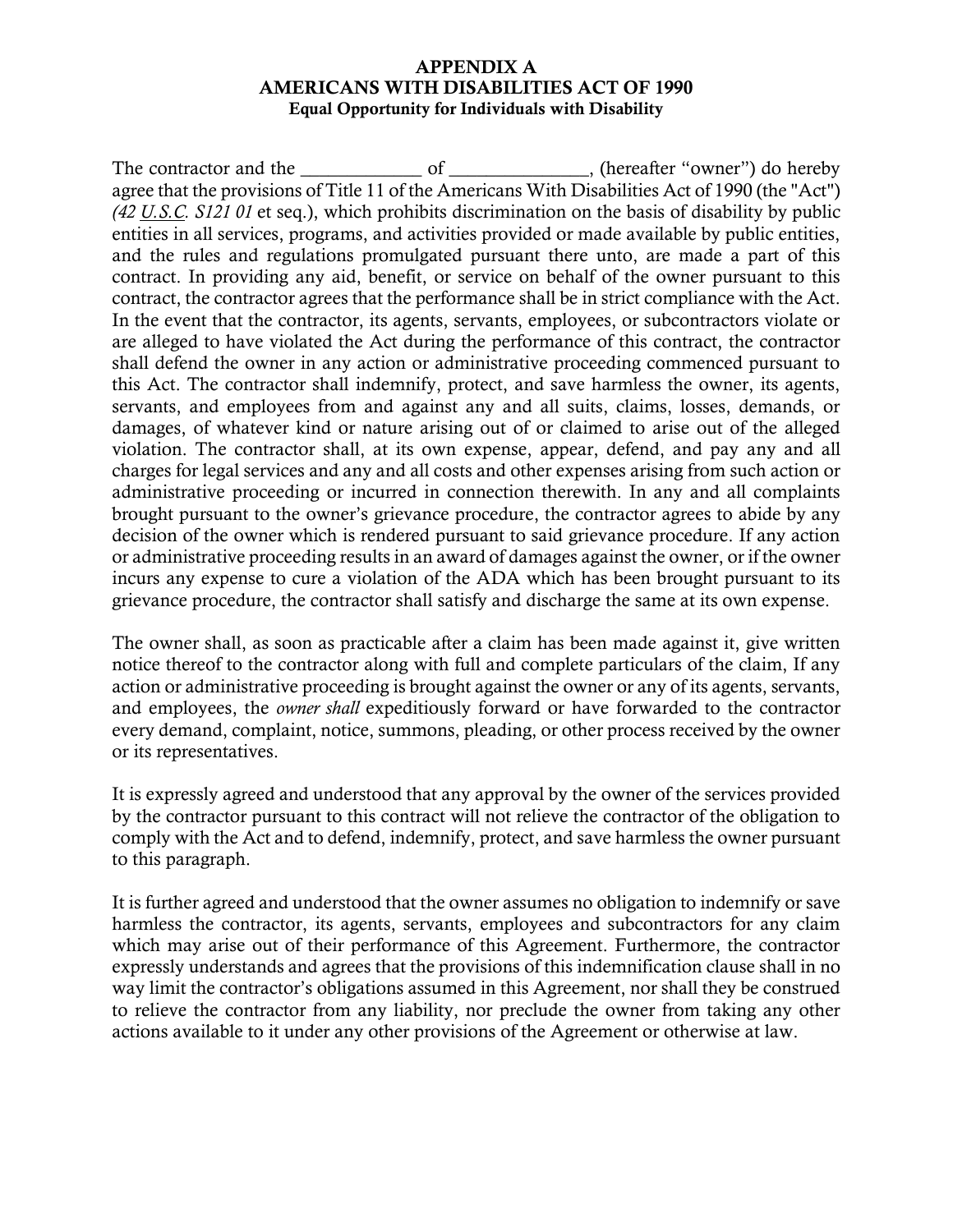**APPENDIX A**
**AMERICANS WITH DISABILITIES ACT OF 1990**
**Equal Opportunity for Individuals with Disability**

The contractor and the _____________ of _______________, (hereafter "owner") do hereby agree that the provisions of Title 11 of the Americans With Disabilities Act of 1990 (the "Act") *(42 U.S.C. S121 01* et seq.), which prohibits discrimination on the basis of disability by public entities in all services, programs, and activities provided or made available by public entities, and the rules and regulations promulgated pursuant there unto, are made a part of this contract. In providing any aid, benefit, or service on behalf of the owner pursuant to this contract, the contractor agrees that the performance shall be in strict compliance with the Act. In the event that the contractor, its agents, servants, employees, or subcontractors violate or are alleged to have violated the Act during the performance of this contract, the contractor shall defend the owner in any action or administrative proceeding commenced pursuant to this Act. The contractor shall indemnify, protect, and save harmless the owner, its agents, servants, and employees from and against any and all suits, claims, losses, demands, or damages, of whatever kind or nature arising out of or claimed to arise out of the alleged violation. The contractor shall, at its own expense, appear, defend, and pay any and all charges for legal services and any and all costs and other expenses arising from such action or administrative proceeding or incurred in connection therewith. In any and all complaints brought pursuant to the owner's grievance procedure, the contractor agrees to abide by any decision of the owner which is rendered pursuant to said grievance procedure. If any action or administrative proceeding results in an award of damages against the owner, or if the owner incurs any expense to cure a violation of the ADA which has been brought pursuant to its grievance procedure, the contractor shall satisfy and discharge the same at its own expense.

The owner shall, as soon as practicable after a claim has been made against it, give written notice thereof to the contractor along with full and complete particulars of the claim, If any action or administrative proceeding is brought against the owner or any of its agents, servants, and employees, the *owner shall* expeditiously forward or have forwarded to the contractor every demand, complaint, notice, summons, pleading, or other process received by the owner or its representatives.

It is expressly agreed and understood that any approval by the owner of the services provided by the contractor pursuant to this contract will not relieve the contractor of the obligation to comply with the Act and to defend, indemnify, protect, and save harmless the owner pursuant to this paragraph.

It is further agreed and understood that the owner assumes no obligation to indemnify or save harmless the contractor, its agents, servants, employees and subcontractors for any claim which may arise out of their performance of this Agreement. Furthermore, the contractor expressly understands and agrees that the provisions of this indemnification clause shall in no way limit the contractor's obligations assumed in this Agreement, nor shall they be construed to relieve the contractor from any liability, nor preclude the owner from taking any other actions available to it under any other provisions of the Agreement or otherwise at law.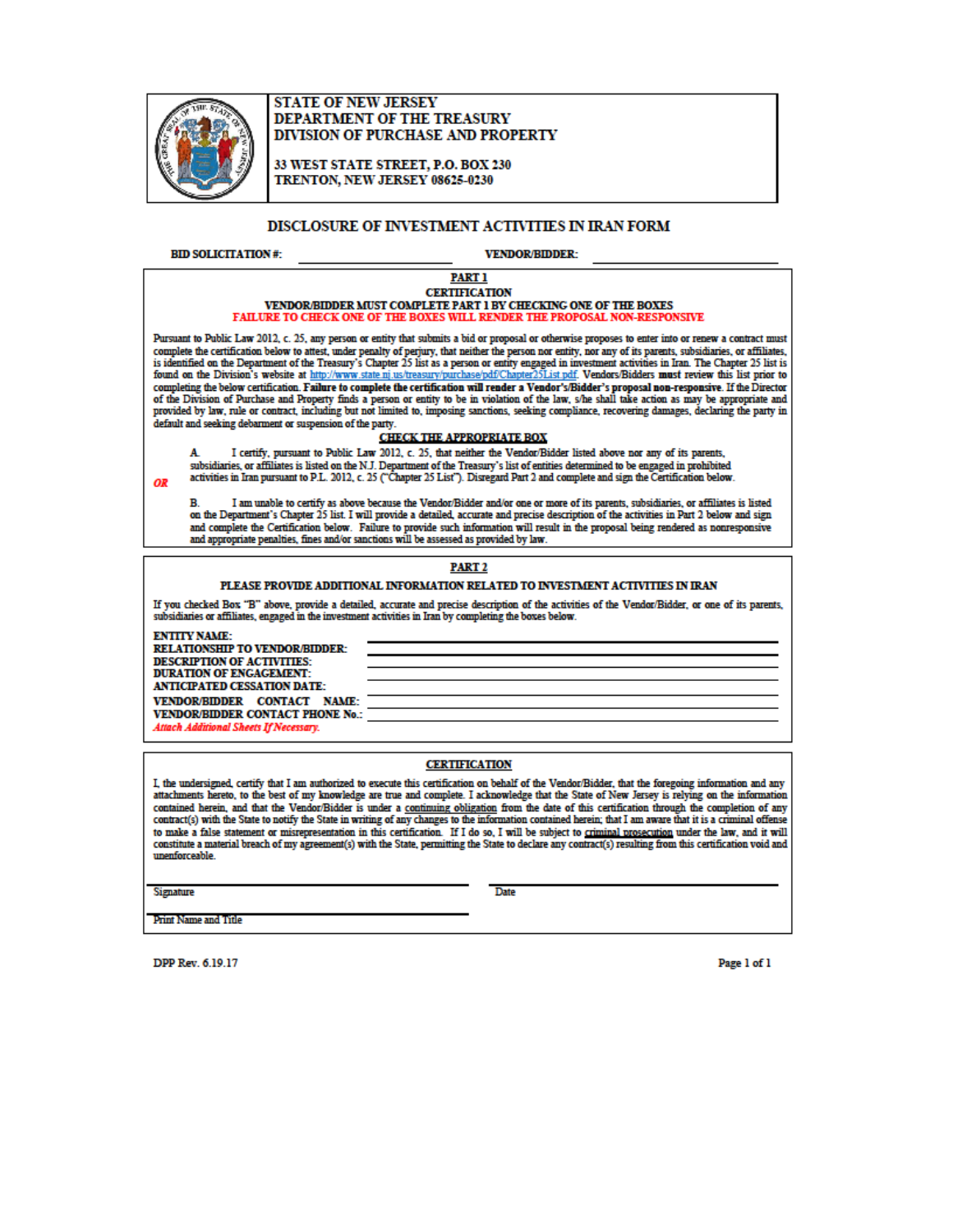**STATE OF NEW JERSEY**
**DEPARTMENT OF THE TREASURY**
**DIVISION OF PURCHASE AND PROPERTY**

**33 WEST STATE STREET, P.O. BOX 230**
**TRENTON, NEW JERSEY 08625-0230**

# DISCLOSURE OF INVESTMENT ACTIVITIES IN IRAN FORM

**BID SOLICITATION #:** \_\_\_\_\_\_\_\_\_\_\_\_\_\_\_\_\_\_\_\_ **VENDOR/BIDDER:** \_\_\_\_\_\_\_\_\_\_\_\_\_\_\_\_\_\_\_\_

## PART 1

**CERTIFICATION**

**VENDOR/BIDDER MUST COMPLETE PART 1 BY CHECKING ONE OF THE BOXES**

**FAILURE TO CHECK ONE OF THE BOXES WILL RENDER THE PROPOSAL NON-RESPONSIVE**

Pursuant to Public Law 2012, c. 25, any person or entity that submits a bid or proposal or otherwise proposes to enter into or renew a contract must complete the certification below to attest, under penalty of perjury, that neither the person nor entity, nor any of its parents, subsidiaries, or affiliates, is identified on the Department of the Treasury's Chapter 25 list as a person or entity engaged in investment activities in Iran. The Chapter 25 list is found on the Division's website at http://www.state.nj.us/treasury/purchase/pdf/Chapter25List.pdf. Vendors/Bidders **must** review this list prior to completing the below certification. **Failure to complete the certification will render a Vendor's/Bidder's proposal non-responsive.** If the Director of the Division of Purchase and Property finds a person or entity to be in violation of the law, s/he shall take action as may be appropriate and provided by law, rule or contract, including but not limited to, imposing sanctions, seeking compliance, recovering damages, declaring the party in default and seeking debarment or suspension of the party.

**CHECK THE APPROPRIATE BOX**

A. I certify, pursuant to Public Law 2012, c. 25, that neither the Vendor/Bidder listed above nor any of its parents, subsidiaries, or affiliates is listed on the N.J. Department of the Treasury's list of entities determined to be engaged in prohibited activities in Iran pursuant to P.L. 2012, c. 25 ("Chapter 25 List"). Disregard Part 2 and complete and sign the Certification below.

***OR***

B. I am unable to certify as above because the Vendor/Bidder and/or one or more of its parents, subsidiaries, or affiliates is listed on the Department's Chapter 25 list. I will provide a detailed, accurate and precise description of the activities in Part 2 below and sign and complete the Certification below. Failure to provide such information will result in the proposal being rendered as nonresponsive and appropriate penalties, fines and/or sanctions will be assessed as provided by law.

## PART 2

**PLEASE PROVIDE ADDITIONAL INFORMATION RELATED TO INVESTMENT ACTIVITIES IN IRAN**

If you checked Box "B" above, provide a detailed, accurate and precise description of the activities of the Vendor/Bidder, or one of its parents, subsidiaries or affiliates, engaged in the investment activities in Iran by completing the boxes below.

**ENTITY NAME:** \_\_\_\_\_\_\_\_\_\_\_\_\_\_\_\_\_\_\_\_

**RELATIONSHIP TO VENDOR/BIDDER:** \_\_\_\_\_\_\_\_\_\_\_\_\_\_\_\_\_\_\_\_

**DESCRIPTION OF ACTIVITIES:** \_\_\_\_\_\_\_\_\_\_\_\_\_\_\_\_\_\_\_\_

**DURATION OF ENGAGEMENT:** \_\_\_\_\_\_\_\_\_\_\_\_\_\_\_\_\_\_\_\_

**ANTICIPATED CESSATION DATE:** \_\_\_\_\_\_\_\_\_\_\_\_\_\_\_\_\_\_\_\_

**VENDOR/BIDDER CONTACT NAME:** \_\_\_\_\_\_\_\_\_\_\_\_\_\_\_\_\_\_\_\_

**VENDOR/BIDDER CONTACT PHONE No.:** \_\_\_\_\_\_\_\_\_\_\_\_\_\_\_\_\_\_\_\_

***Attach Additional Sheets If Necessary.***

## CERTIFICATION

I, the undersigned, certify that I am authorized to execute this certification on behalf of the Vendor/Bidder, that the foregoing information and any attachments hereto, to the best of my knowledge are true and complete. I acknowledge that the State of New Jersey is relying on the information contained herein, and that the Vendor/Bidder is under a continuing obligation from the date of this certification through the completion of any contract(s) with the State to notify the State in writing of any changes to the information contained herein; that I am aware that it is a criminal offense to make a false statement or misrepresentation in this certification. If I do so, I will be subject to criminal prosecution under the law, and it will constitute a material breach of my agreement(s) with the State, permitting the State to declare any contract(s) resulting from this certification void and unenforceable.

\_\_\_\_\_\_\_\_\_\_\_\_\_\_\_\_\_\_\_\_ \_\_\_\_\_\_\_\_\_\_\_\_\_\_\_\_\_\_\_\_
Signature Date

\_\_\_\_\_\_\_\_\_\_\_\_\_\_\_\_\_\_\_\_
Print Name and Title

DPP Rev. 6.19.17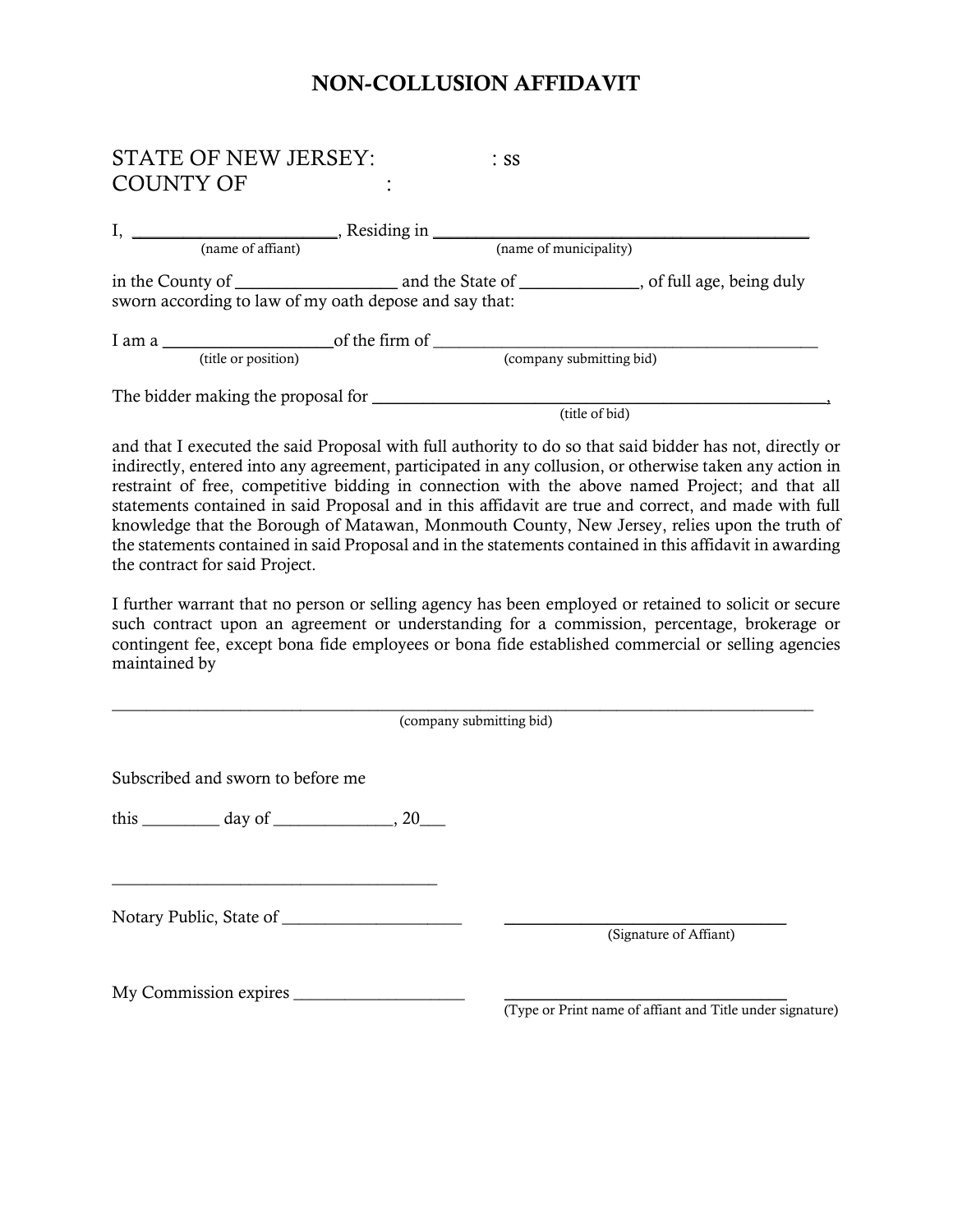# NON-COLLUSION AFFIDAVIT

STATE OF NEW JERSEY: : ss
COUNTY OF :

I, ______________________, Residing in ________________________________________
(name of affiant) (name of municipality)

in the County of __________________ and the State of _____________, of full age, being duly sworn according to law of my oath depose and say that:

I am a ___________________of the firm of ___________________________________________
(title or position) (company submitting bid)

The bidder making the proposal for ___________________________________________________,
(title of bid)

and that I executed the said Proposal with full authority to do so that said bidder has not, directly or indirectly, entered into any agreement, participated in any collusion, or otherwise taken any action in restraint of free, competitive bidding in connection with the above named Project; and that all statements contained in said Proposal and in this affidavit are true and correct, and made with full knowledge that the Borough of Matawan, Monmouth County, New Jersey, relies upon the truth of the statements contained in said Proposal and in the statements contained in this affidavit in awarding the contract for said Project.

I further warrant that no person or selling agency has been employed or retained to solicit or secure such contract upon an agreement or understanding for a commission, percentage, brokerage or contingent fee, except bona fide employees or bona fide established commercial or selling agencies maintained by

_______________________________________________________________________________
(company submitting bid)

Subscribed and sworn to before me

this _________ day of _____________, 20___

____________________________________

Notary Public, State of ____________________

________________________________
(Signature of Affiant)

My Commission expires ___________________

________________________________
(Type or Print name of affiant and Title under signature)